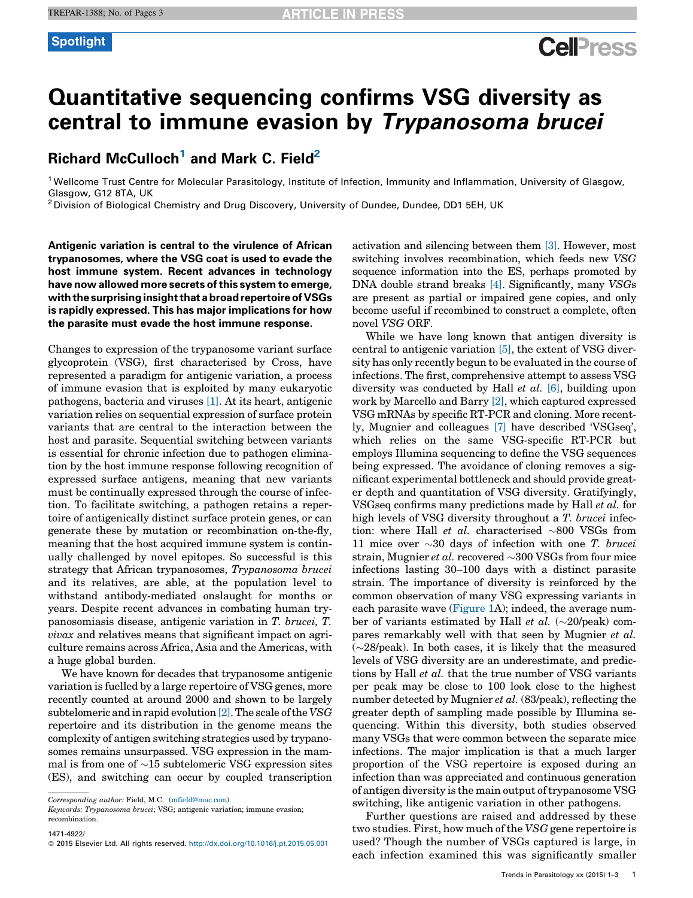Spotlight

# Quantitative sequencing confirms VSG diversity as central to immune evasion by *Trypanosoma brucei*

**Richard McCulloch[1] and Mark C. Field[2]**

[1] Wellcome Trust Centre for Molecular Parasitology, Institute of Infection, Immunity and Inflammation, University of Glasgow, Glasgow, G12 8TA, UK

[2] Division of Biological Chemistry and Drug Discovery, University of Dundee, Dundee, DD1 5EH, UK

**Antigenic variation is central to the virulence of African trypanosomes, where the VSG coat is used to evade the host immune system. Recent advances in technology have now allowed more secrets of this system to emerge, with the surprising insight that a broad repertoire of VSGs is rapidly expressed. This has major implications for how the parasite must evade the host immune response.**

Changes to expression of the trypanosome variant surface glycoprotein (VSG), first characterised by Cross, have represented a paradigm for antigenic variation, a process of immune evasion that is exploited by many eukaryotic pathogens, bacteria and viruses [1]. At its heart, antigenic variation relies on sequential expression of surface protein variants that are central to the interaction between the host and parasite. Sequential switching between variants is essential for chronic infection due to pathogen elimination by the host immune response following recognition of expressed surface antigens, meaning that new variants must be continually expressed through the course of infection. To facilitate switching, a pathogen retains a repertoire of antigenically distinct surface protein genes, or can generate these by mutation or recombination on-the-fly, meaning that the host acquired immune system is continually challenged by novel epitopes. So successful is this strategy that African trypanosomes, *Trypanosoma brucei* and its relatives, are able, at the population level to withstand antibody-mediated onslaught for months or years. Despite recent advances in combating human trypanosomiasis disease, antigenic variation in *T. brucei, T. vivax* and relatives means that significant impact on agriculture remains across Africa, Asia and the Americas, with a huge global burden.

We have known for decades that trypanosome antigenic variation is fuelled by a large repertoire of VSG genes, more recently counted at around 2000 and shown to be largely subtelomeric and in rapid evolution [2]. The scale of the *VSG* repertoire and its distribution in the genome means the complexity of antigen switching strategies used by trypanosomes remains unsurpassed. VSG expression in the mammal is from one of ~15 subtelomeric VSG expression sites (ES), and switching can occur by coupled transcription activation and silencing between them [3]. However, most switching involves recombination, which feeds new *VSG* sequence information into the ES, perhaps promoted by DNA double strand breaks [4]. Significantly, many *VSG*s are present as partial or impaired gene copies, and only become useful if recombined to construct a complete, often novel *VSG* ORF.

While we have long known that antigen diversity is central to antigenic variation [5], the extent of VSG diversity has only recently begun to be evaluated in the course of infections. The first, comprehensive attempt to assess VSG diversity was conducted by Hall *et al.* [6], building upon work by Marcello and Barry [2], which captured expressed VSG mRNAs by specific RT-PCR and cloning. More recently, Mugnier and colleagues [7] have described 'VSGseq', which relies on the same VSG-specific RT-PCR but employs Illumina sequencing to define the VSG sequences being expressed. The avoidance of cloning removes a significant experimental bottleneck and should provide greater depth and quantitation of VSG diversity. Gratifyingly, VSGseq confirms many predictions made by Hall *et al.* for high levels of VSG diversity throughout a *T. brucei* infection: where Hall *et al.* characterised ~800 VSGs from 11 mice over ~30 days of infection with one *T. brucei* strain, Mugnier *et al.* recovered ~300 VSGs from four mice infections lasting 30–100 days with a distinct parasite strain. The importance of diversity is reinforced by the common observation of many VSG expressing variants in each parasite wave (Figure 1A); indeed, the average number of variants estimated by Hall *et al.* (~20/peak) compares remarkably well with that seen by Mugnier *et al.* (~28/peak). In both cases, it is likely that the measured levels of VSG diversity are an underestimate, and predictions by Hall *et al.* that the true number of VSG variants per peak may be close to 100 look close to the highest number detected by Mugnier *et al.* (83/peak), reflecting the greater depth of sampling made possible by Illumina sequencing. Within this diversity, both studies observed many VSGs that were common between the separate mice infections. The major implication is that a much larger proportion of the VSG repertoire is exposed during an infection than was appreciated and continuous generation of antigen diversity is the main output of trypanosome VSG switching, like antigenic variation in other pathogens.

Further questions are raised and addressed by these two studies. First, how much of the *VSG* gene repertoire is used? Though the number of VSGs captured is large, in each infection examined this was significantly smaller

Corresponding author: Field, M.C. (mfield@mac.com).

*Keywords: Trypanosoma brucei*; VSG; antigenic variation; immune evasion; recombination.

1471-4922/

© 2015 Elsevier Ltd. All rights reserved. http://dx.doi.org/10.1016/j.pt.2015.05.001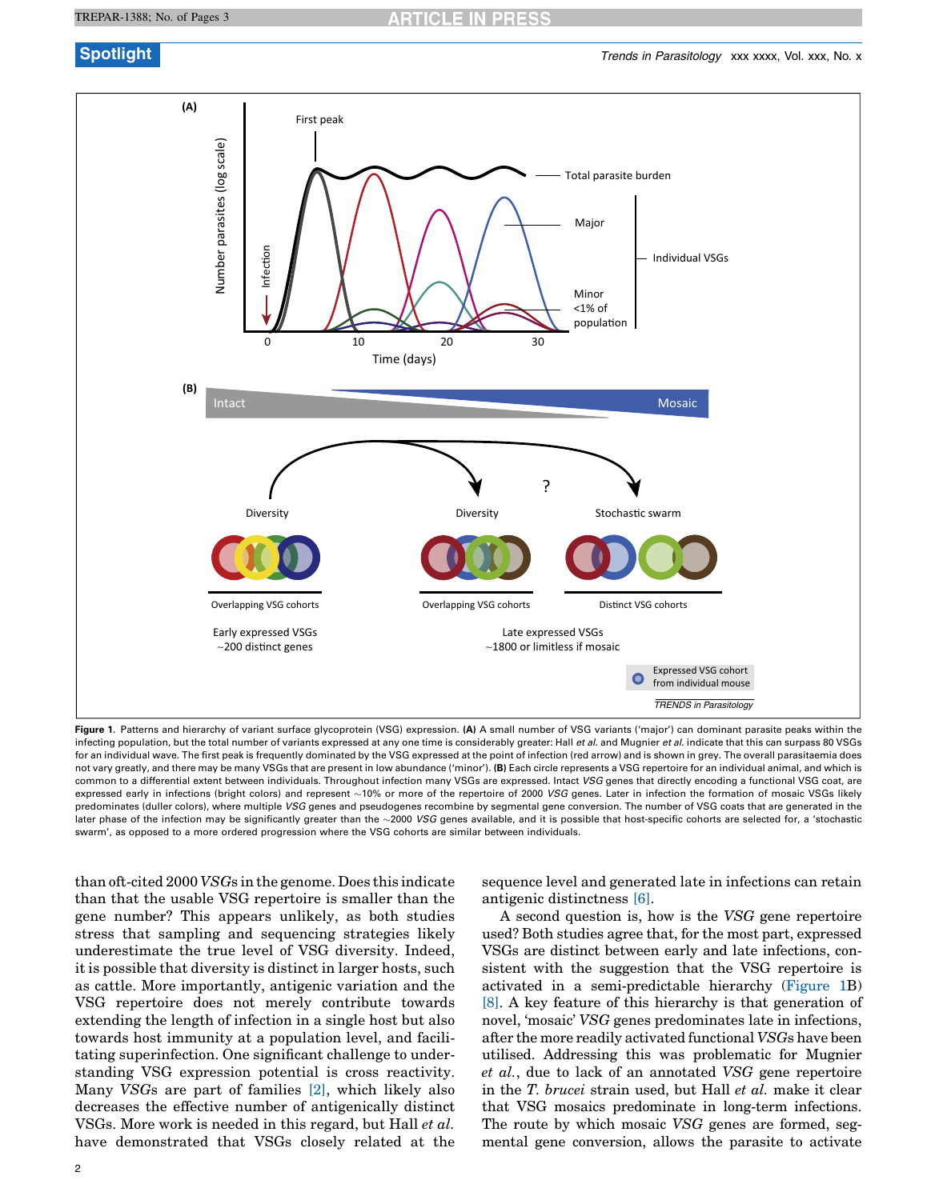**Figure 1.** Patterns and hierarchy of variant surface glycoprotein (VSG) expression. **(A)** A small number of VSG variants ('major') can dominant parasite peaks within the infecting population, but the total number of variants expressed at any one time is considerably greater: Hall *et al.* and Mugnier *et al.* indicate that this can surpass 80 VSGs for an individual wave. The first peak is frequently dominated by the VSG expressed at the point of infection (red arrow) and is shown in grey. The overall parasitaemia does not vary greatly, and there may be many VSGs that are present in low abundance ('minor'). **(B)** Each circle represents a VSG repertoire for an individual animal, and which is common to a differential extent between individuals. Throughout infection many VSGs are expressed. Intact *VSG* genes that directly encoding a functional VSG coat, are expressed early in infections (bright colors) and represent ~10% or more of the repertoire of 2000 *VSG* genes. Later in infection the formation of mosaic VSGs likely predominates (duller colors), where multiple *VSG* genes and pseudogenes recombine by segmental gene conversion. The number of VSG coats that are generated in the later phase of the infection may be significantly greater than the ~2000 *VSG* genes available, and it is possible that host-specific cohorts are selected for, a 'stochastic swarm', as opposed to a more ordered progression where the VSG cohorts are similar between individuals.

than oft-cited 2000 *VSG*s in the genome. Does this indicate than that the usable VSG repertoire is smaller than the gene number? This appears unlikely, as both studies stress that sampling and sequencing strategies likely underestimate the true level of VSG diversity. Indeed, it is possible that diversity is distinct in larger hosts, such as cattle. More importantly, antigenic variation and the VSG repertoire does not merely contribute towards extending the length of infection in a single host but also towards host immunity at a population level, and facilitating superinfection. One significant challenge to understanding VSG expression potential is cross reactivity. Many *VSG*s are part of families [2], which likely also decreases the effective number of antigenically distinct VSGs. More work is needed in this regard, but Hall *et al.* have demonstrated that VSGs closely related at the sequence level and generated late in infections can retain antigenic distinctness [6].

A second question is, how is the *VSG* gene repertoire used? Both studies agree that, for the most part, expressed VSGs are distinct between early and late infections, consistent with the suggestion that the VSG repertoire is activated in a semi-predictable hierarchy (Figure 1B) [8]. A key feature of this hierarchy is that generation of novel, 'mosaic' *VSG* genes predominates late in infections, after the more readily activated functional *VSG*s have been utilised. Addressing this was problematic for Mugnier *et al.*, due to lack of an annotated *VSG* gene repertoire in the *T. brucei* strain used, but Hall *et al.* make it clear that VSG mosaics predominate in long-term infections. The route by which mosaic *VSG* genes are formed, segmental gene conversion, allows the parasite to activate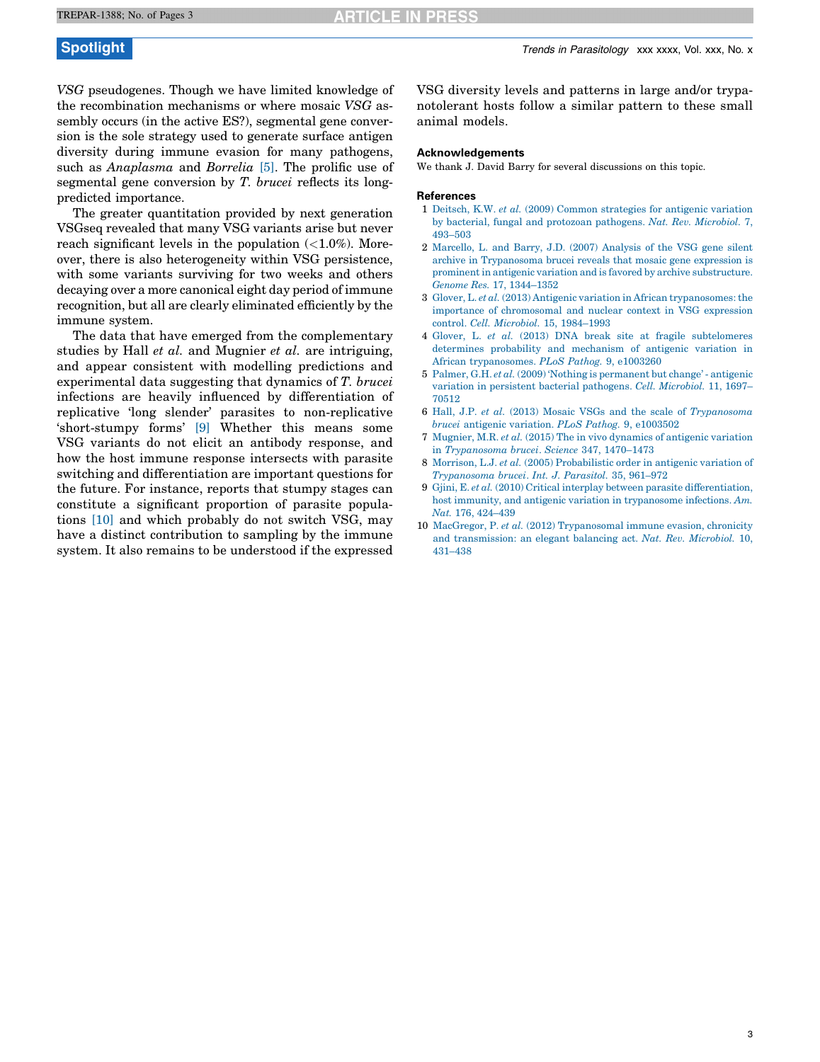*VSG* pseudogenes. Though we have limited knowledge of the recombination mechanisms or where mosaic *VSG* assembly occurs (in the active ES?), segmental gene conversion is the sole strategy used to generate surface antigen diversity during immune evasion for many pathogens, such as *Anaplasma* and *Borrelia* [5]. The prolific use of segmental gene conversion by *T. brucei* reflects its long-predicted importance.

The greater quantitation provided by next generation VSGseq revealed that many VSG variants arise but never reach significant levels in the population (<1.0%). Moreover, there is also heterogeneity within VSG persistence, with some variants surviving for two weeks and others decaying over a more canonical eight day period of immune recognition, but all are clearly eliminated efficiently by the immune system.

The data that have emerged from the complementary studies by Hall *et al.* and Mugnier *et al.* are intriguing, and appear consistent with modelling predictions and experimental data suggesting that dynamics of *T. brucei* infections are heavily influenced by differentiation of replicative 'long slender' parasites to non-replicative 'short-stumpy forms' [9] Whether this means some VSG variants do not elicit an antibody response, and how the host immune response intersects with parasite switching and differentiation are important questions for the future. For instance, reports that stumpy stages can constitute a significant proportion of parasite populations [10] and which probably do not switch VSG, may have a distinct contribution to sampling by the immune system. It also remains to be understood if the expressed VSG diversity levels and patterns in large and/or trypanotolerant hosts follow a similar pattern to these small animal models.

### Acknowledgements

We thank J. David Barry for several discussions on this topic.

### References

1. Deitsch, K.W. *et al.* (2009) Common strategies for antigenic variation by bacterial, fungal and protozoan pathogens. *Nat. Rev. Microbiol.* 7, 493–503
2. Marcello, L. and Barry, J.D. (2007) Analysis of the VSG gene silent archive in Trypanosoma brucei reveals that mosaic gene expression is prominent in antigenic variation and is favored by archive substructure. *Genome Res.* 17, 1344–1352
3. Glover, L. *et al.* (2013) Antigenic variation in African trypanosomes: the importance of chromosomal and nuclear context in VSG expression control. *Cell. Microbiol.* 15, 1984–1993
4. Glover, L. *et al.* (2013) DNA break site at fragile subtelomeres determines probability and mechanism of antigenic variation in African trypanosomes. *PLoS Pathog.* 9, e1003260
5. Palmer, G.H. *et al.* (2009) 'Nothing is permanent but change' - antigenic variation in persistent bacterial pathogens. *Cell. Microbiol.* 11, 1697–70512
6. Hall, J.P. *et al.* (2013) Mosaic VSGs and the scale of *Trypanosoma brucei* antigenic variation. *PLoS Pathog.* 9, e1003502
7. Mugnier, M.R. *et al.* (2015) The in vivo dynamics of antigenic variation in *Trypanosoma brucei*. *Science* 347, 1470–1473
8. Morrison, L.J. *et al.* (2005) Probabilistic order in antigenic variation of *Trypanosoma brucei*. *Int. J. Parasitol.* 35, 961–972
9. Gjini, E. *et al.* (2010) Critical interplay between parasite differentiation, host immunity, and antigenic variation in trypanosome infections. *Am. Nat.* 176, 424–439
10. MacGregor, P. *et al.* (2012) Trypanosomal immune evasion, chronicity and transmission: an elegant balancing act. *Nat. Rev. Microbiol.* 10, 431–438